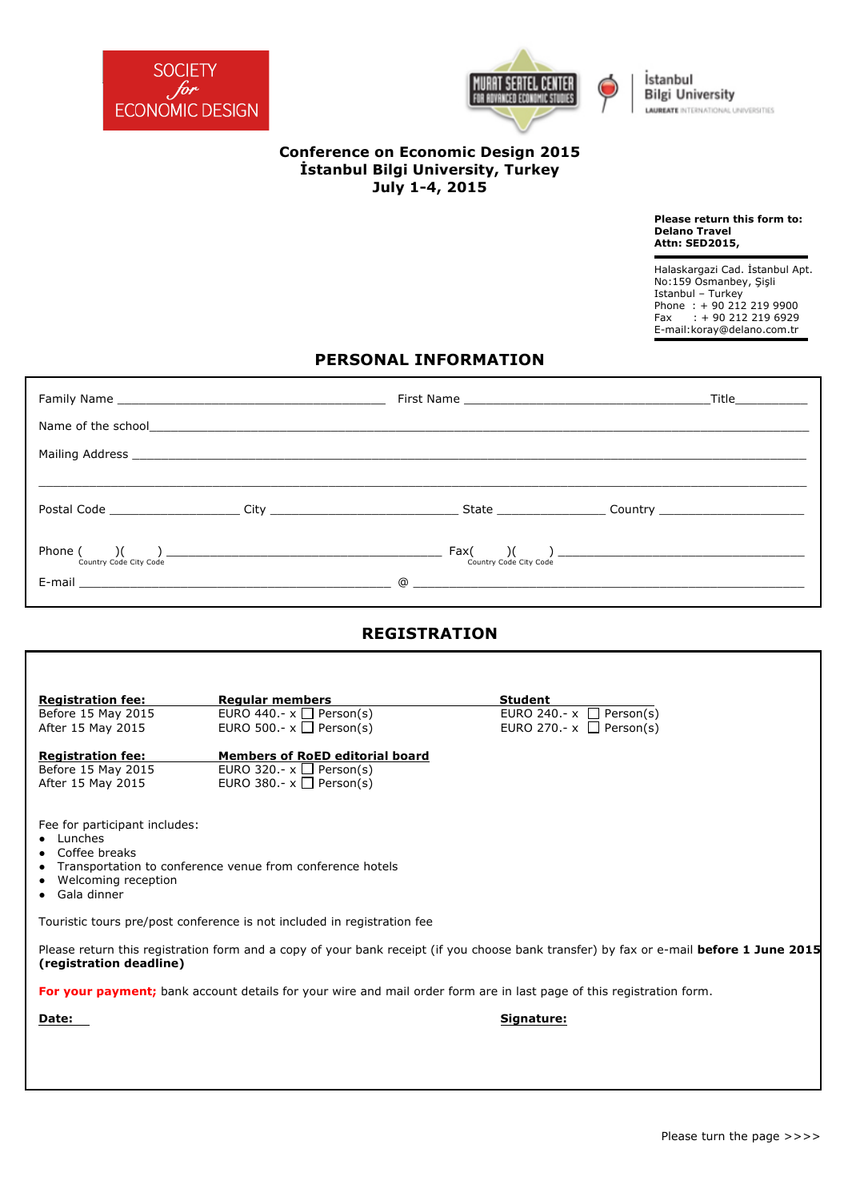SOCIETY *for* ECONOMIC DESIGN

MURAT SERTEL CENTER FOR ADVANCED ECONOMIC STUDIES

İstanbul Bilgi University
LAUREATE INTERNATIONAL UNIVERSITIES

# Conference on Economic Design 2015
## İstanbul Bilgi University, Turkey
## July 1-4, 2015

**Please return this form to:**
**Delano Travel**
**Attn: SED2015,**

Halaskargazi Cad. İstanbul Apt.
No:159 Osmanbey, Şişli
Istanbul – Turkey
Phone : + 90 212 219 9900
Fax : + 90 212 219 6929
E-mail:koray@delano.com.tr

## PERSONAL INFORMATION

Family Name ________________________ First Name ________________________ Title__________

Name of the school__________________________________________________________

Mailing Address ____________________________________________________________

____________________________________________________________________________

Postal Code ______________ City ____________________ State ____________ Country ________________

Phone (        )(        ) ______________________________ Fax(        )(        ) ______________________________
Country Code City Code                                                    Country Code City Code

E-mail ______________________________ @ ________________________________________

## REGISTRATION

| **Registration fee:** | **Regular members** | **Student** |
|---|---|---|
| Before 15 May 2015 | EURO 440.- x ☐ Person(s) | EURO 240.- x ☐ Person(s) |
| After 15 May 2015 | EURO 500.- x ☐ Person(s) | EURO 270.- x ☐ Person(s) |

| **Registration fee:** | **Members of RoED editorial board** |
|---|---|
| Before 15 May 2015 | EURO 320.- x ☐ Person(s) |
| After 15 May 2015 | EURO 380.- x ☐ Person(s) |

Fee for participant includes:

- Lunches
- Coffee breaks
- Transportation to conference venue from conference hotels
- Welcoming reception
- Gala dinner

Touristic tours pre/post conference is not included in registration fee

Please return this registration form and a copy of your bank receipt (if you choose bank transfer) by fax or e-mail **before 1 June 2015 (registration deadline)**

**For your payment;** bank account details for your wire and mail order form are in last page of this registration form.

**Date:** ____                                                                 **Signature:**

Please turn the page >>>>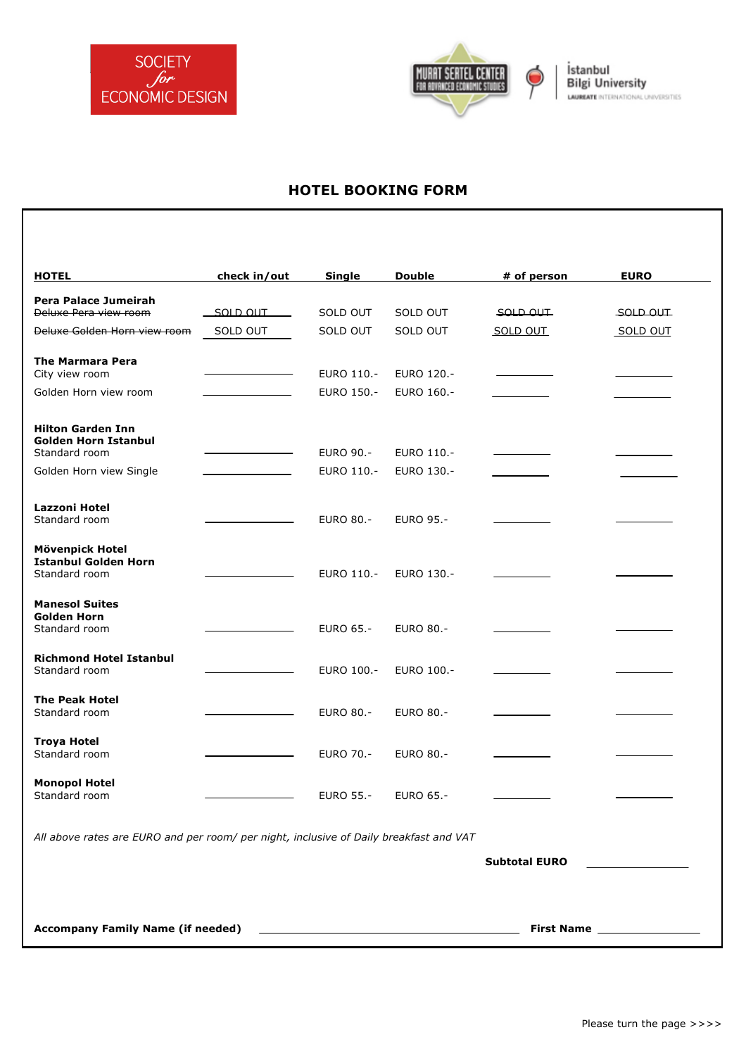# HOTEL BOOKING FORM

| HOTEL | check in/out | Single | Double | # of person | EURO |
|---|---|---|---|---|---|
| **Pera Palace Jumeirah** | | | | | |
| ~~Deluxe Pera view room~~ | ~~SOLD OUT~~ | SOLD OUT | SOLD OUT | ~~SOLD OUT~~ | ~~SOLD OUT~~ |
| ~~Deluxe Golden Horn view room~~ | SOLD OUT | SOLD OUT | SOLD OUT | SOLD OUT | SOLD OUT |
| **The Marmara Pera** | | | | | |
| City view room | | EURO 110.- | EURO 120.- | | |
| Golden Horn view room | | EURO 150.- | EURO 160.- | | |
| **Hilton Garden Inn Golden Horn Istanbul** | | | | | |
| Standard room | | EURO 90.- | EURO 110.- | | |
| Golden Horn view Single | | EURO 110.- | EURO 130.- | | |
| **Lazzoni Hotel** Standard room | | EURO 80.- | EURO 95.- | | |
| **Mövenpick Hotel Istanbul Golden Horn** Standard room | | EURO 110.- | EURO 130.- | | |
| **Manesol Suites Golden Horn** Standard room | | EURO 65.- | EURO 80.- | | |
| **Richmond Hotel Istanbul** Standard room | | EURO 100.- | EURO 100.- | | |
| **The Peak Hotel** Standard room | | EURO 80.- | EURO 80.- | | |
| **Troya Hotel** Standard room | | EURO 70.- | EURO 80.- | | |
| **Monopol Hotel** Standard room | | EURO 55.- | EURO 65.- | | |

*All above rates are EURO and per room/ per night, inclusive of Daily breakfast and VAT*

**Subtotal EURO** ________________

**Accompany Family Name (if needed)** ______________________________ **First Name** ________________

Please turn the page >>>>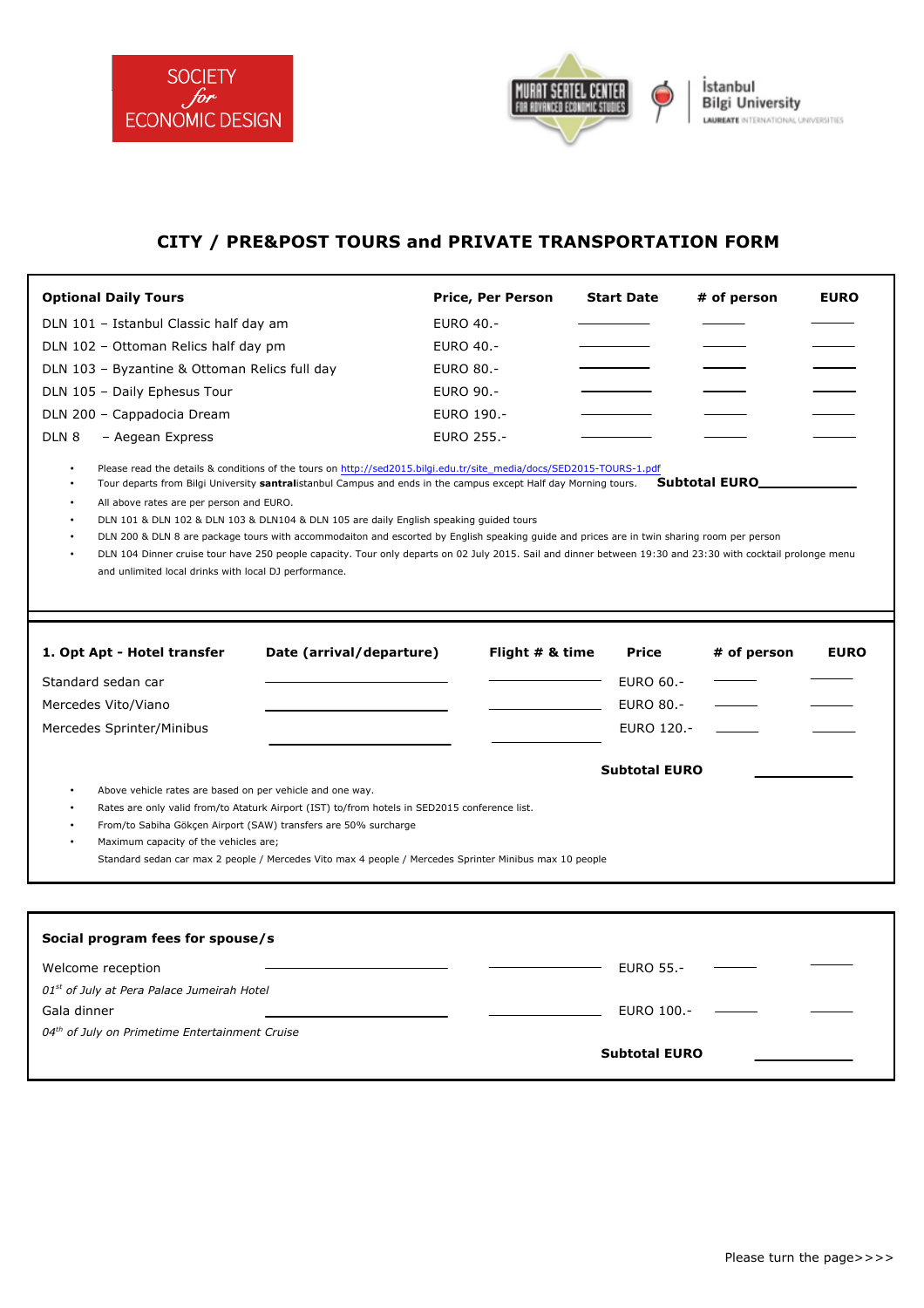SOCIETY *for* ECONOMIC DESIGN

MURAT SERTEL CENTER FOR ADVANCED ECONOMIC STUDIES

İstanbul Bilgi University
LAUREATE INTERNATIONAL UNIVERSITIES

# CITY / PRE&POST TOURS and PRIVATE TRANSPORTATION FORM

| **Optional Daily Tours** | **Price, Per Person** | **Start Date** | **# of person** | **EURO** |
|---|---|---|---|---|
| DLN 101 – Istanbul Classic half day am | EURO 40.- | | | |
| DLN 102 – Ottoman Relics half day pm | EURO 40.- | | | |
| DLN 103 – Byzantine & Ottoman Relics full day | EURO 80.- | | | |
| DLN 105 – Daily Ephesus Tour | EURO 90.- | | | |
| DLN 200 – Cappadocia Dream | EURO 190.- | | | |
| DLN 8 – Aegean Express | EURO 255.- | | | |

- Please read the details & conditions of the tours on http://sed2015.bilgi.edu.tr/site_media/docs/SED2015-TOURS-1.pdf
- Tour departs from Bilgi University **santral**istanbul Campus and ends in the campus except Half day Morning tours. **Subtotal EURO**\_\_\_\_\_\_\_\_\_\_
- All above rates are per person and EURO.
- DLN 101 & DLN 102 & DLN 103 & DLN104 & DLN 105 are daily English speaking guided tours
- DLN 200 & DLN 8 are package tours with accommodaiton and escorted by English speaking guide and prices are in twin sharing room per person
- DLN 104 Dinner cruise tour have 250 people capacity. Tour only departs on 02 July 2015. Sail and dinner between 19:30 and 23:30 with cocktail prolonge menu and unlimited local drinks with local DJ performance.

| **1. Opt Apt - Hotel transfer** | **Date (arrival/departure)** | **Flight # & time** | **Price** | **# of person** | **EURO** |
|---|---|---|---|---|---|
| Standard sedan car | | | EURO 60.- | | |
| Mercedes Vito/Viano | | | EURO 80.- | | |
| Mercedes Sprinter/Minibus | | | EURO 120.- | | |
| | | | **Subtotal EURO** | | |

- Above vehicle rates are based on per vehicle and one way.
- Rates are only valid from/to Ataturk Airport (IST) to/from hotels in SED2015 conference list.
- From/to Sabiha Gökçen Airport (SAW) transfers are 50% surcharge
- Maximum capacity of the vehicles are;
  Standard sedan car max 2 people / Mercedes Vito max 4 people / Mercedes Sprinter Minibus max 10 people

| **Social program fees for spouse/s** | | | | | |
|---|---|---|---|---|---|
| Welcome reception | | | EURO 55.- | | |
| *01st of July at Pera Palace Jumeirah Hotel* | | | | | |
| Gala dinner | | | EURO 100.- | | |
| *04th of July on Primetime Entertainment Cruise* | | | | | |
| | | | **Subtotal EURO** | | |

Please turn the page>>>>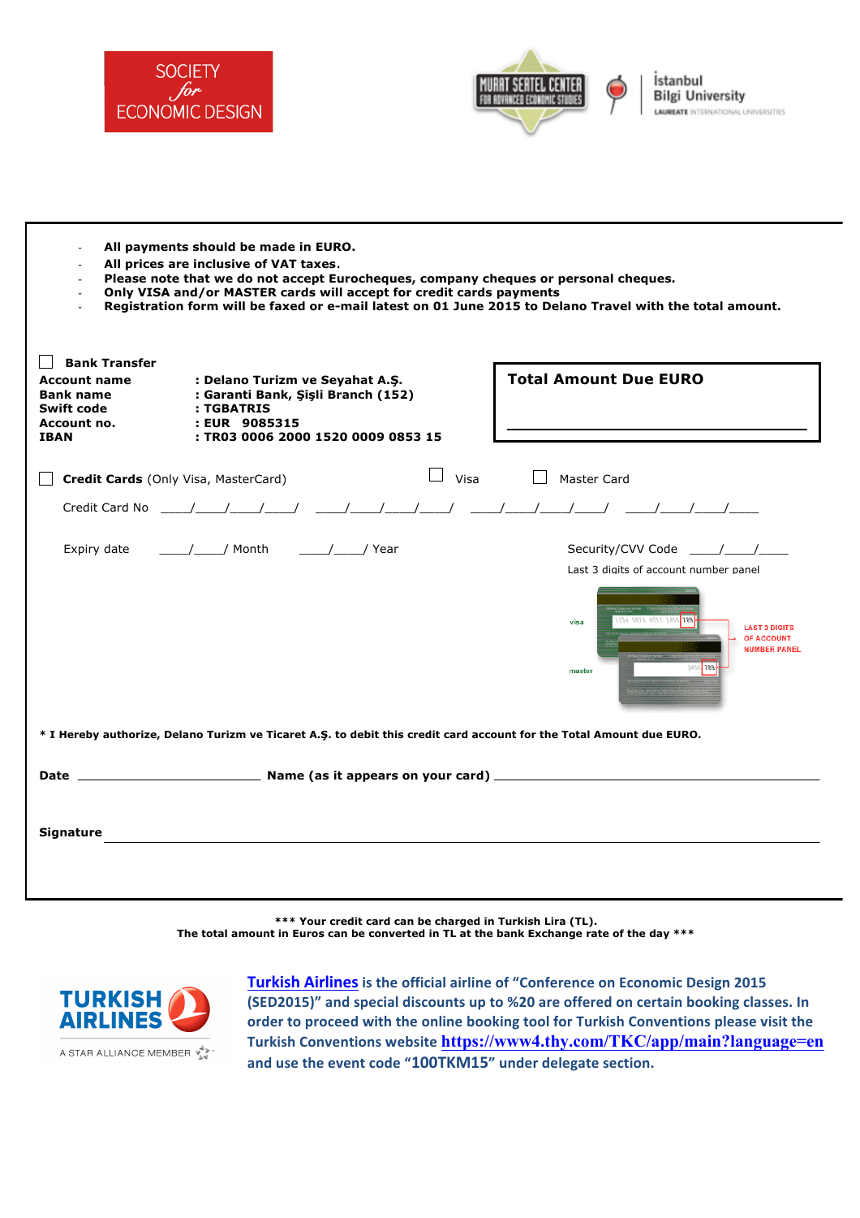SOCIETY *for* ECONOMIC DESIGN

MURAT SERTEL CENTER FOR ADVANCED ECONOMIC STUDIES

İstanbul Bilgi University
LAUREATE INTERNATIONAL UNIVERSITIES

- **All payments should be made in EURO.**
- **All prices are inclusive of VAT taxes.**
- **Please note that we do not accept Eurocheques, company cheques or personal cheques.**
- **Only VISA and/or MASTER cards will accept for credit cards payments**
- **Registration form will be faxed or e-mail latest on 01 June 2015 to Delano Travel with the total amount.**

☐ **Bank Transfer**

| | |
|---|---|
| **Account name** | **: Delano Turizm ve Seyahat A.Ş.** |
| **Bank name** | **: Garanti Bank, Şişli Branch (152)** |
| **Swift code** | **: TGBATRIS** |
| **Account no.** | **: EUR 9085315** |
| **IBAN** | **: TR03 0006 2000 1520 0009 0853 15** |

**Total Amount Due EURO**

______________________________

☐ **Credit Cards** (Only Visa, MasterCard) ☐ Visa ☐ Master Card

Credit Card No ____/____/____/____/ ____/____/____/____/ ____/____/____/____/ ____/____/____/____

Expiry date ____/____/ Month ____/____/ Year

Security/CVV Code ____/____/____

Last 3 digits of account number panel

visa

master

LAST 3 DIGITS OF ACCOUNT NUMBER PANEL

**\* I Hereby authorize, Delano Turizm ve Ticaret A.Ş. to debit this credit card account for the Total Amount due EURO.**

**Date** ______________________ **Name (as it appears on your card)** ______________________________________

**Signature** ______________________________________________________________________

**\*\*\* Your credit card can be charged in Turkish Lira (TL).**
**The total amount in Euros can be converted in TL at the bank Exchange rate of the day \*\*\***

TURKISH AIRLINES
A STAR ALLIANCE MEMBER

**Turkish Airlines is the official airline of "Conference on Economic Design 2015 (SED2015)" and special discounts up to %20 are offered on certain booking classes. In order to proceed with the online booking tool for Turkish Conventions please visit the Turkish Conventions website https://www4.thy.com/TKC/app/main?language=en and use the event code "100TKM15" under delegate section.**